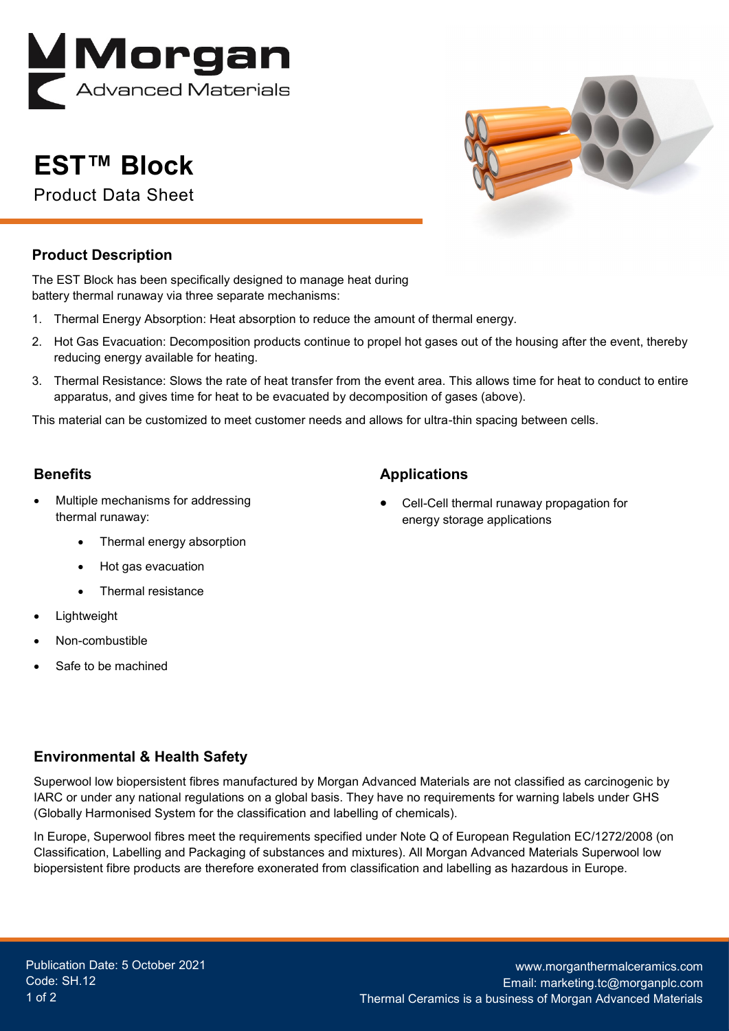# EST™ Block

Product Data Sheet

## Product Description

The EST Block has been specifically designed to manage heat during battery thermal runaway via three separate mechanisms:

1. Thermal Energy Absorption: Heat absorption to reduce the amount of thermal energy.
2. Hot Gas Evacuation: Decomposition products continue to propel hot gases out of the housing after the event, thereby reducing energy available for heating.
3. Thermal Resistance: Slows the rate of heat transfer from the event area. This allows time for heat to conduct to entire apparatus, and gives time for heat to be evacuated by decomposition of gases (above).

This material can be customized to meet customer needs and allows for ultra-thin spacing between cells.

## Benefits

- Multiple mechanisms for addressing thermal runaway:
    - Thermal energy absorption
    - Hot gas evacuation
    - Thermal resistance
- Lightweight
- Non-combustible
- Safe to be machined

## Applications

- Cell-Cell thermal runaway propagation for energy storage applications

## Environmental & Health Safety

Superwool low biopersistent fibres manufactured by Morgan Advanced Materials are not classified as carcinogenic by IARC or under any national regulations on a global basis. They have no requirements for warning labels under GHS (Globally Harmonised System for the classification and labelling of chemicals).

In Europe, Superwool fibres meet the requirements specified under Note Q of European Regulation EC/1272/2008 (on Classification, Labelling and Packaging of substances and mixtures). All Morgan Advanced Materials Superwool low biopersistent fibre products are therefore exonerated from classification and labelling as hazardous in Europe.

Publication Date: 5 October 2021
Code: SH.12

www.morganthermalceramics.com
Email: marketing.tc@morganplc.com
Thermal Ceramics is a business of Morgan Advanced Materials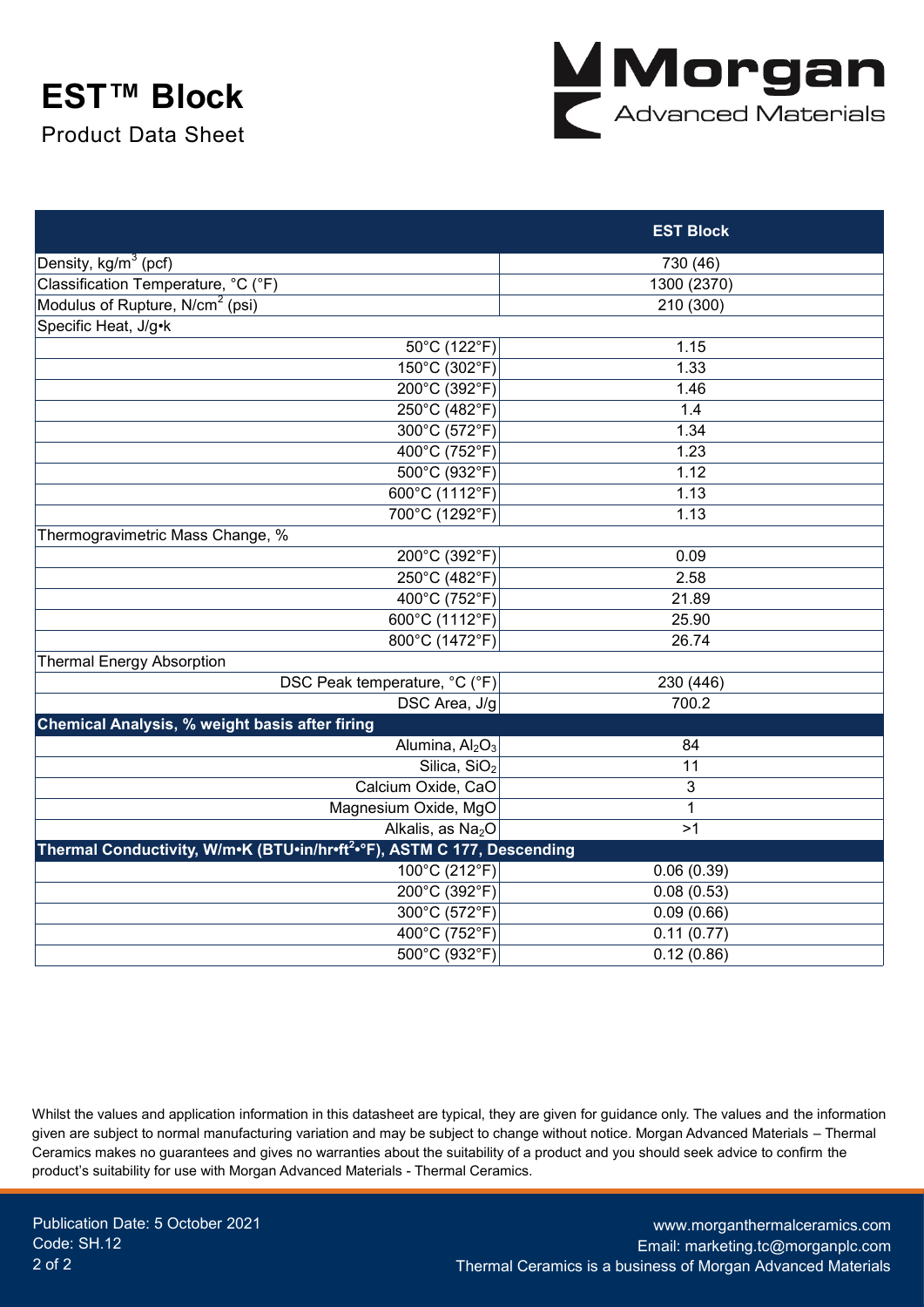# EST™ Block

Product Data Sheet

| | EST Block |
|---|---|
| Density, kg/m$^3$ (pcf) | 730 (46) |
| Classification Temperature, °C (°F) | 1300 (2370) |
| Modulus of Rupture, N/cm$^2$ (psi) | 210 (300) |
| Specific Heat, J/g•k | |
| 50°C (122°F) | 1.15 |
| 150°C (302°F) | 1.33 |
| 200°C (392°F) | 1.46 |
| 250°C (482°F) | 1.4 |
| 300°C (572°F) | 1.34 |
| 400°C (752°F) | 1.23 |
| 500°C (932°F) | 1.12 |
| 600°C (1112°F) | 1.13 |
| 700°C (1292°F) | 1.13 |
| Thermogravimetric Mass Change, % | |
| 200°C (392°F) | 0.09 |
| 250°C (482°F) | 2.58 |
| 400°C (752°F) | 21.89 |
| 600°C (1112°F) | 25.90 |
| 800°C (1472°F) | 26.74 |
| Thermal Energy Absorption | |
| DSC Peak temperature, °C (°F) | 230 (446) |
| DSC Area, J/g | 700.2 |
| **Chemical Analysis, % weight basis after firing** | |
| Alumina, $Al_2O_3$ | 84 |
| Silica, $SiO_2$ | 11 |
| Calcium Oxide, CaO | 3 |
| Magnesium Oxide, MgO | 1 |
| Alkalis, as $Na_2O$ | >1 |
| **Thermal Conductivity, W/m•K (BTU•in/hr•ft$^2$•°F), ASTM C 177, Descending** | |
| 100°C (212°F) | 0.06 (0.39) |
| 200°C (392°F) | 0.08 (0.53) |
| 300°C (572°F) | 0.09 (0.66) |
| 400°C (752°F) | 0.11 (0.77) |
| 500°C (932°F) | 0.12 (0.86) |

Whilst the values and application information in this datasheet are typical, they are given for guidance only. The values and the information given are subject to normal manufacturing variation and may be subject to change without notice. Morgan Advanced Materials – Thermal Ceramics makes no guarantees and gives no warranties about the suitability of a product and you should seek advice to confirm the product's suitability for use with Morgan Advanced Materials - Thermal Ceramics.

Publication Date: 5 October 2021
Code: SH.12

www.morganthermalceramics.com
Email: marketing.tc@morganplc.com
Thermal Ceramics is a business of Morgan Advanced Materials